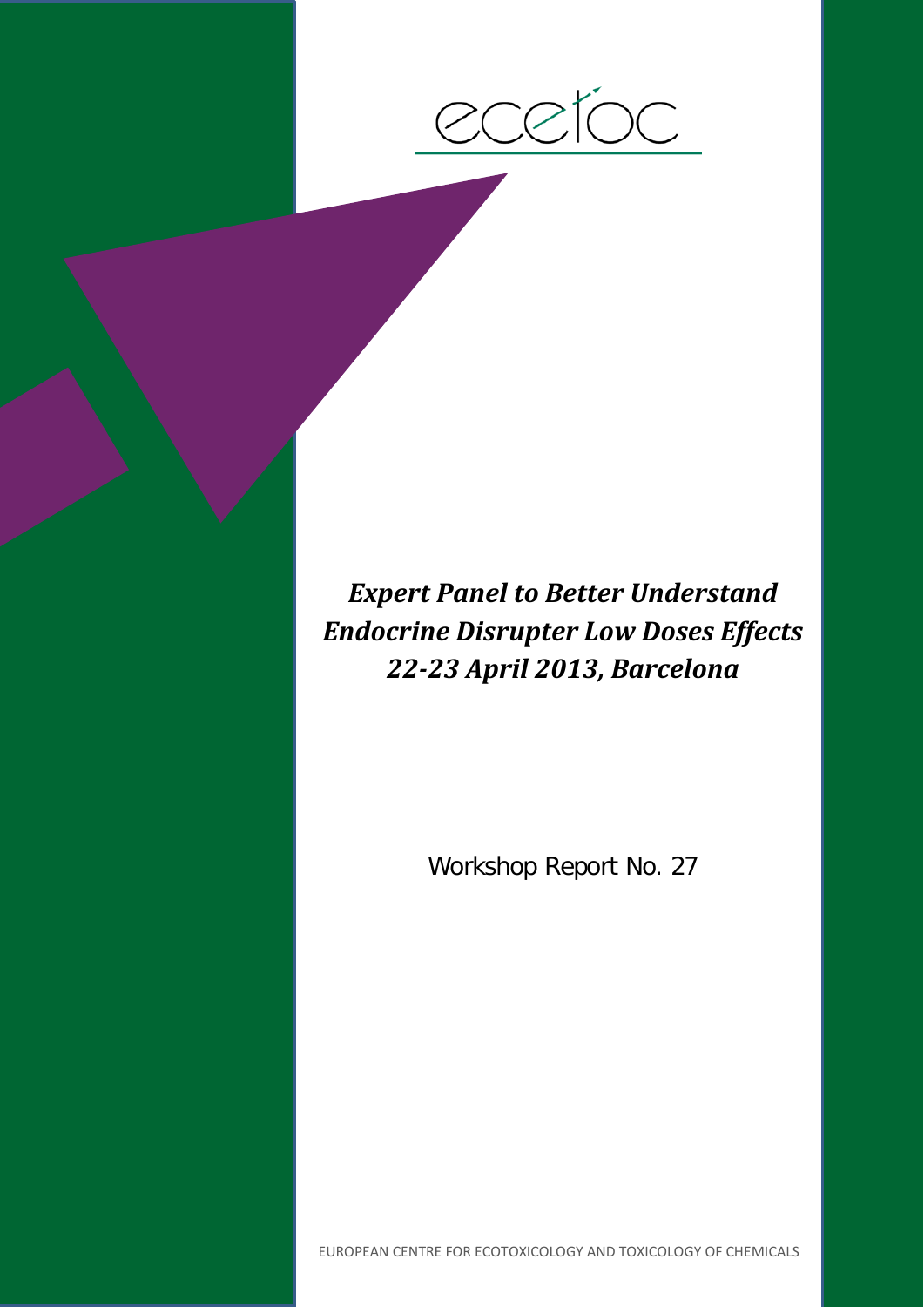ecetoc

# *Expert Panel to Better Understand Endocrine Disrupter Low Doses Effects 22-23 April 2013, Barcelona*

Workshop Report No. 27

EUROPEAN CENTRE FOR ECOTOXICOLOGY AND TOXICOLOGY OF CHEMICALS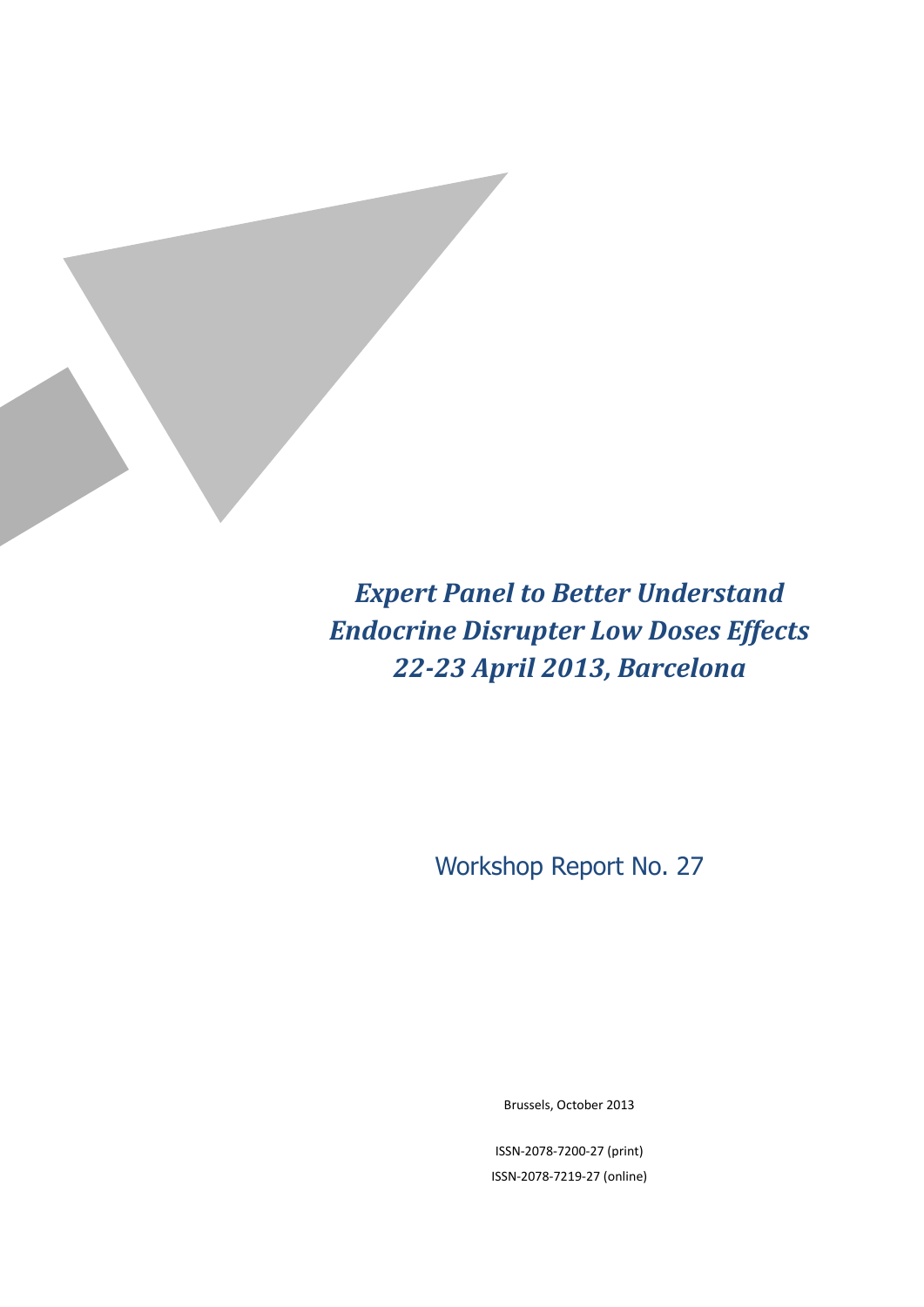# *Expert Panel to Better Understand Endocrine Disrupter Low Doses Effects 22-23 April 2013, Barcelona*

Workshop Report No. 27

Brussels, October 2013

ISSN-2078-7200-27 (print)

ISSN-2078-7219-27 (online)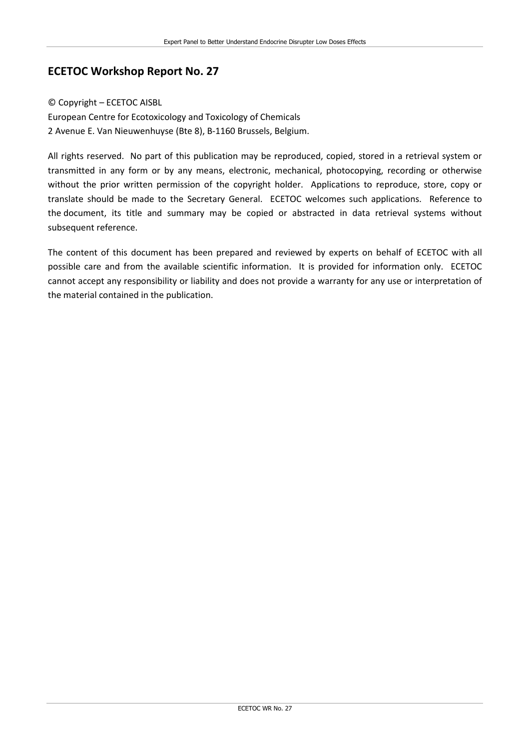## ECETOC Workshop Report No. 27

© Copyright – ECETOC AISBL

European Centre for Ecotoxicology and Toxicology of Chemicals

2 Avenue E. Van Nieuwenhuyse (Bte 8), B-1160 Brussels, Belgium.

All rights reserved. No part of this publication may be reproduced, copied, stored in a retrieval system or transmitted in any form or by any means, electronic, mechanical, photocopying, recording or otherwise without the prior written permission of the copyright holder. Applications to reproduce, store, copy or translate should be made to the Secretary General. ECETOC welcomes such applications. Reference to the document, its title and summary may be copied or abstracted in data retrieval systems without subsequent reference.

The content of this document has been prepared and reviewed by experts on behalf of ECETOC with all possible care and from the available scientific information. It is provided for information only. ECETOC cannot accept any responsibility or liability and does not provide a warranty for any use or interpretation of the material contained in the publication.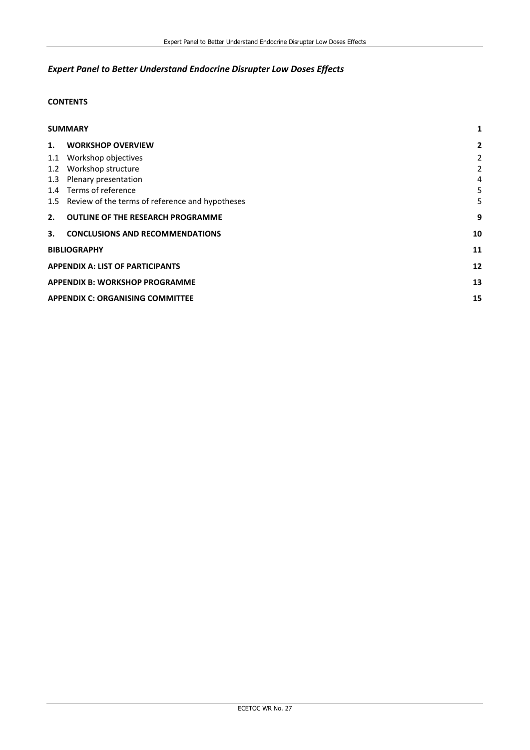## *Expert Panel to Better Understand Endocrine Disrupter Low Doses Effects*

**CONTENTS**

| | | |
|---|---|---|
| **SUMMARY** | | **1** |
| **1.** | **WORKSHOP OVERVIEW** | **2** |
| 1.1 | Workshop objectives | 2 |
| 1.2 | Workshop structure | 2 |
| 1.3 | Plenary presentation | 4 |
| 1.4 | Terms of reference | 5 |
| 1.5 | Review of the terms of reference and hypotheses | 5 |
| **2.** | **OUTLINE OF THE RESEARCH PROGRAMME** | **9** |
| **3.** | **CONCLUSIONS AND RECOMMENDATIONS** | **10** |
| **BIBLIOGRAPHY** | | **11** |
| **APPENDIX A: LIST OF PARTICIPANTS** | | **12** |
| **APPENDIX B: WORKSHOP PROGRAMME** | | **13** |
| **APPENDIX C: ORGANISING COMMITTEE** | | **15** |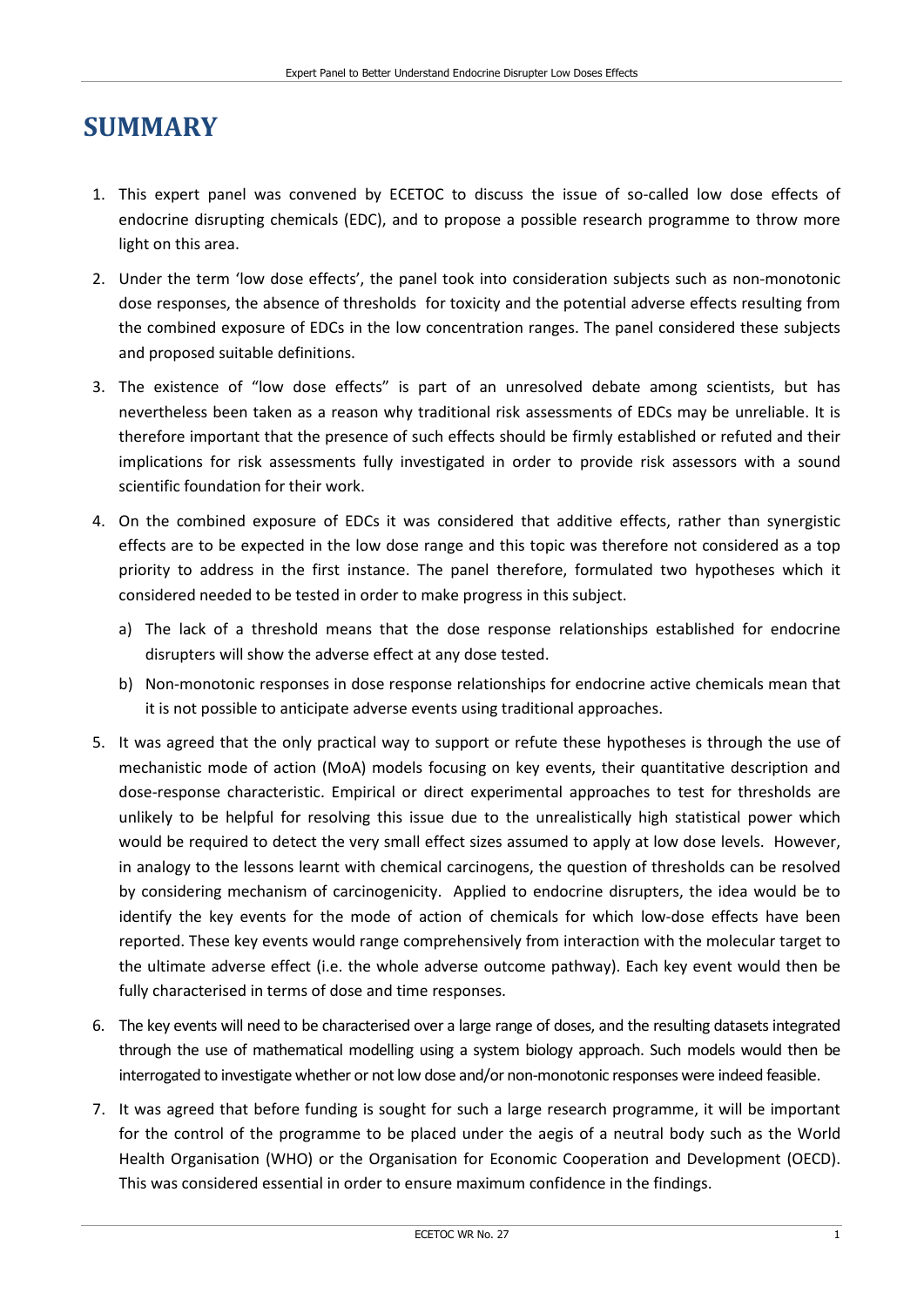# SUMMARY

1. This expert panel was convened by ECETOC to discuss the issue of so-called low dose effects of endocrine disrupting chemicals (EDC), and to propose a possible research programme to throw more light on this area.

2. Under the term 'low dose effects', the panel took into consideration subjects such as non-monotonic dose responses, the absence of thresholds for toxicity and the potential adverse effects resulting from the combined exposure of EDCs in the low concentration ranges. The panel considered these subjects and proposed suitable definitions.

3. The existence of "low dose effects" is part of an unresolved debate among scientists, but has nevertheless been taken as a reason why traditional risk assessments of EDCs may be unreliable. It is therefore important that the presence of such effects should be firmly established or refuted and their implications for risk assessments fully investigated in order to provide risk assessors with a sound scientific foundation for their work.

4. On the combined exposure of EDCs it was considered that additive effects, rather than synergistic effects are to be expected in the low dose range and this topic was therefore not considered as a top priority to address in the first instance. The panel therefore, formulated two hypotheses which it considered needed to be tested in order to make progress in this subject.

   a) The lack of a threshold means that the dose response relationships established for endocrine disrupters will show the adverse effect at any dose tested.

   b) Non-monotonic responses in dose response relationships for endocrine active chemicals mean that it is not possible to anticipate adverse events using traditional approaches.

5. It was agreed that the only practical way to support or refute these hypotheses is through the use of mechanistic mode of action (MoA) models focusing on key events, their quantitative description and dose-response characteristic. Empirical or direct experimental approaches to test for thresholds are unlikely to be helpful for resolving this issue due to the unrealistically high statistical power which would be required to detect the very small effect sizes assumed to apply at low dose levels. However, in analogy to the lessons learnt with chemical carcinogens, the question of thresholds can be resolved by considering mechanism of carcinogenicity. Applied to endocrine disrupters, the idea would be to identify the key events for the mode of action of chemicals for which low-dose effects have been reported. These key events would range comprehensively from interaction with the molecular target to the ultimate adverse effect (i.e. the whole adverse outcome pathway). Each key event would then be fully characterised in terms of dose and time responses.

6. The key events will need to be characterised over a large range of doses, and the resulting datasets integrated through the use of mathematical modelling using a system biology approach. Such models would then be interrogated to investigate whether or not low dose and/or non-monotonic responses were indeed feasible.

7. It was agreed that before funding is sought for such a large research programme, it will be important for the control of the programme to be placed under the aegis of a neutral body such as the World Health Organisation (WHO) or the Organisation for Economic Cooperation and Development (OECD). This was considered essential in order to ensure maximum confidence in the findings.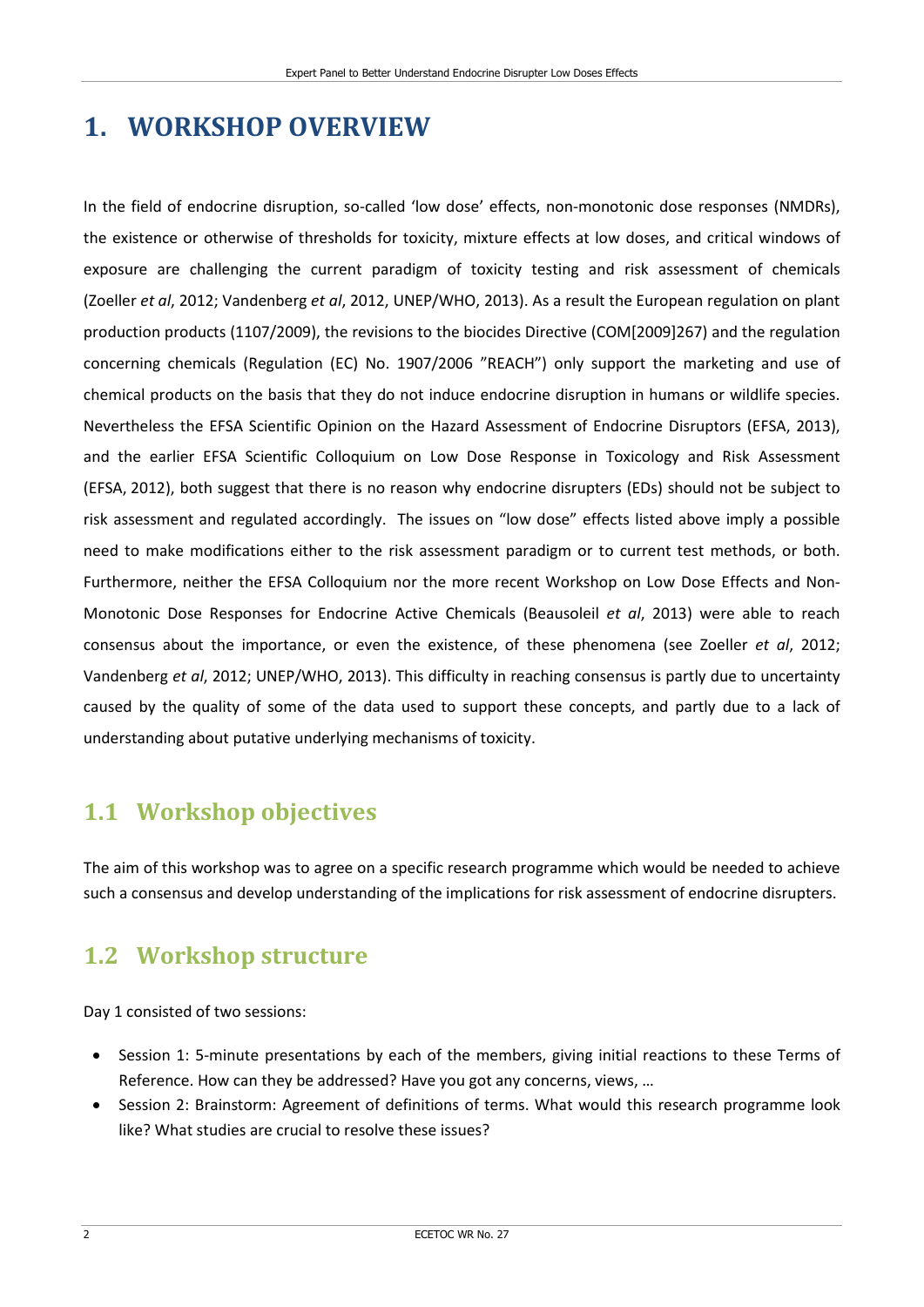# 1. WORKSHOP OVERVIEW

In the field of endocrine disruption, so-called 'low dose' effects, non-monotonic dose responses (NMDRs), the existence or otherwise of thresholds for toxicity, mixture effects at low doses, and critical windows of exposure are challenging the current paradigm of toxicity testing and risk assessment of chemicals (Zoeller *et al*, 2012; Vandenberg *et al*, 2012, UNEP/WHO, 2013). As a result the European regulation on plant production products (1107/2009), the revisions to the biocides Directive (COM[2009]267) and the regulation concerning chemicals (Regulation (EC) No. 1907/2006 "REACH") only support the marketing and use of chemical products on the basis that they do not induce endocrine disruption in humans or wildlife species. Nevertheless the EFSA Scientific Opinion on the Hazard Assessment of Endocrine Disruptors (EFSA, 2013), and the earlier EFSA Scientific Colloquium on Low Dose Response in Toxicology and Risk Assessment (EFSA, 2012), both suggest that there is no reason why endocrine disrupters (EDs) should not be subject to risk assessment and regulated accordingly. The issues on "low dose" effects listed above imply a possible need to make modifications either to the risk assessment paradigm or to current test methods, or both. Furthermore, neither the EFSA Colloquium nor the more recent Workshop on Low Dose Effects and Non-Monotonic Dose Responses for Endocrine Active Chemicals (Beausoleil *et al*, 2013) were able to reach consensus about the importance, or even the existence, of these phenomena (see Zoeller *et al*, 2012; Vandenberg *et al*, 2012; UNEP/WHO, 2013). This difficulty in reaching consensus is partly due to uncertainty caused by the quality of some of the data used to support these concepts, and partly due to a lack of understanding about putative underlying mechanisms of toxicity.

## 1.1 Workshop objectives

The aim of this workshop was to agree on a specific research programme which would be needed to achieve such a consensus and develop understanding of the implications for risk assessment of endocrine disrupters.

## 1.2 Workshop structure

Day 1 consisted of two sessions:

- Session 1: 5-minute presentations by each of the members, giving initial reactions to these Terms of Reference. How can they be addressed? Have you got any concerns, views, …
- Session 2: Brainstorm: Agreement of definitions of terms. What would this research programme look like? What studies are crucial to resolve these issues?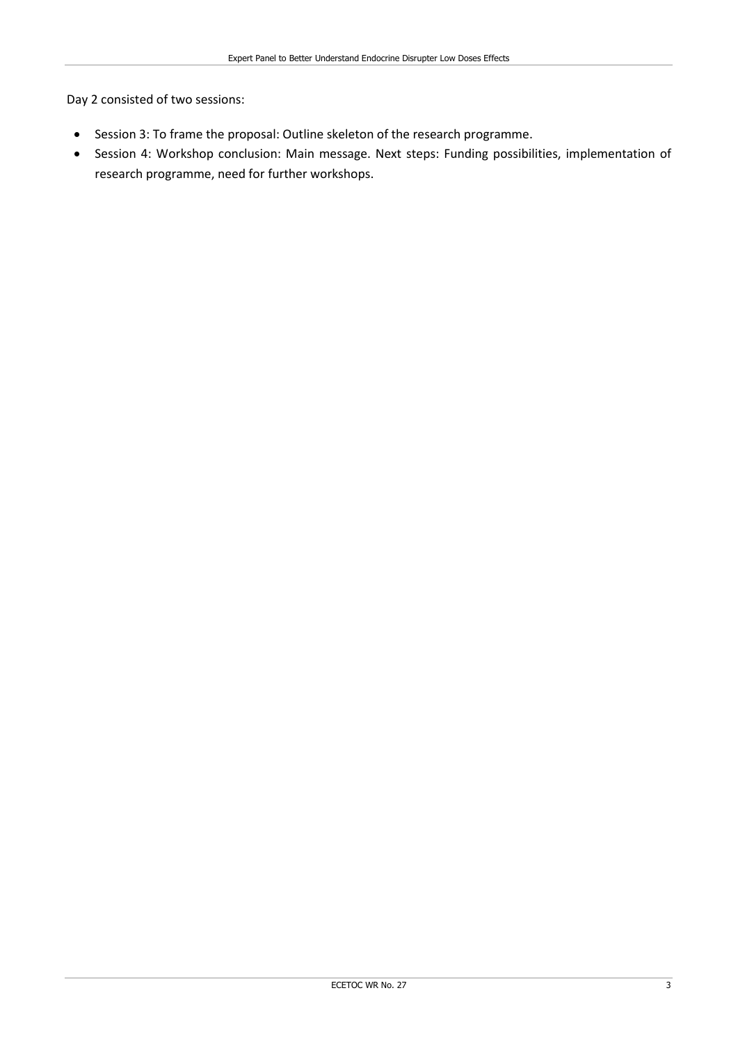Day 2 consisted of two sessions:

- Session 3: To frame the proposal: Outline skeleton of the research programme.
- Session 4: Workshop conclusion: Main message. Next steps: Funding possibilities, implementation of research programme, need for further workshops.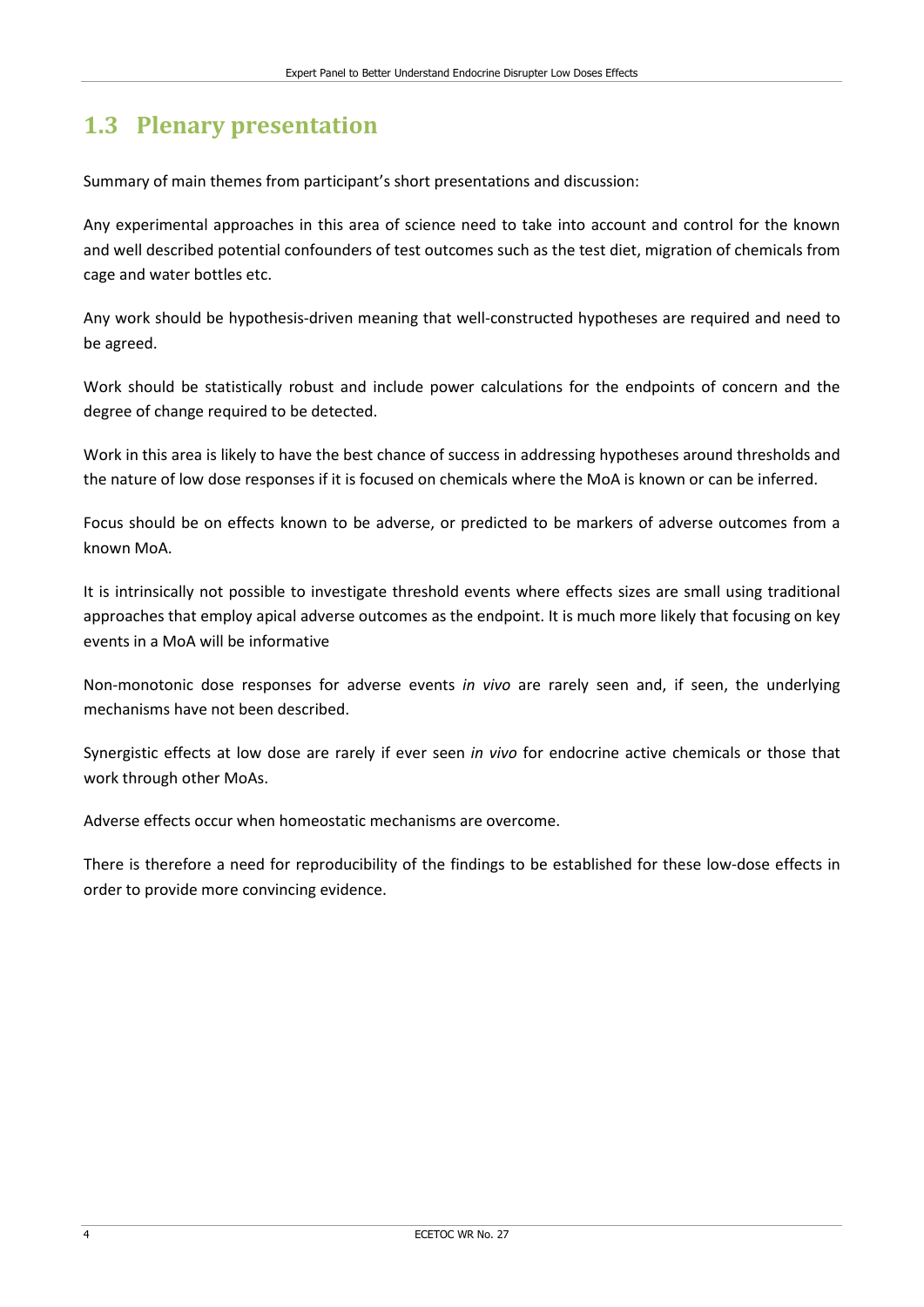## 1.3 Plenary presentation

Summary of main themes from participant's short presentations and discussion:

Any experimental approaches in this area of science need to take into account and control for the known and well described potential confounders of test outcomes such as the test diet, migration of chemicals from cage and water bottles etc.

Any work should be hypothesis-driven meaning that well-constructed hypotheses are required and need to be agreed.

Work should be statistically robust and include power calculations for the endpoints of concern and the degree of change required to be detected.

Work in this area is likely to have the best chance of success in addressing hypotheses around thresholds and the nature of low dose responses if it is focused on chemicals where the MoA is known or can be inferred.

Focus should be on effects known to be adverse, or predicted to be markers of adverse outcomes from a known MoA.

It is intrinsically not possible to investigate threshold events where effects sizes are small using traditional approaches that employ apical adverse outcomes as the endpoint. It is much more likely that focusing on key events in a MoA will be informative

Non-monotonic dose responses for adverse events *in vivo* are rarely seen and, if seen, the underlying mechanisms have not been described.

Synergistic effects at low dose are rarely if ever seen *in vivo* for endocrine active chemicals or those that work through other MoAs.

Adverse effects occur when homeostatic mechanisms are overcome.

There is therefore a need for reproducibility of the findings to be established for these low-dose effects in order to provide more convincing evidence.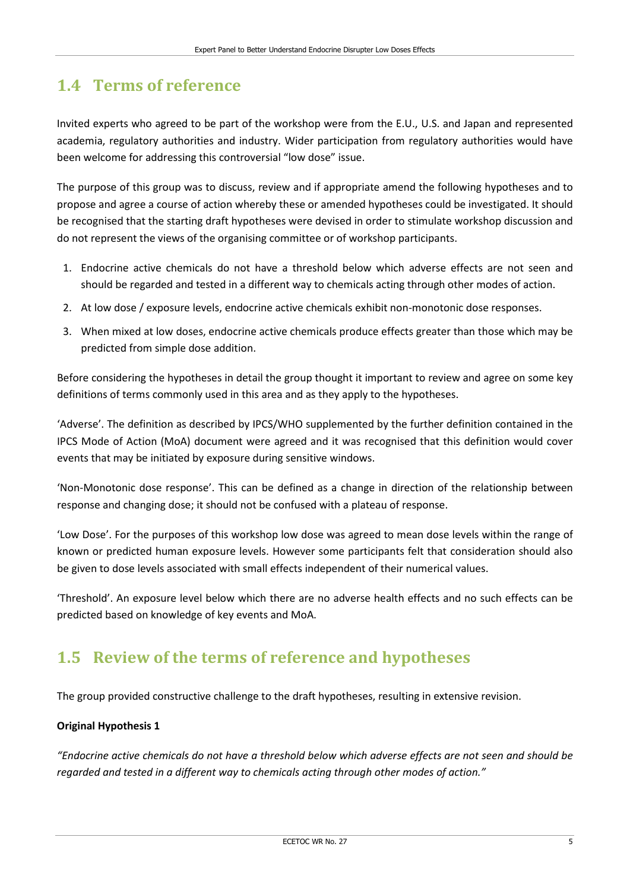## 1.4 Terms of reference

Invited experts who agreed to be part of the workshop were from the E.U., U.S. and Japan and represented academia, regulatory authorities and industry. Wider participation from regulatory authorities would have been welcome for addressing this controversial "low dose" issue.

The purpose of this group was to discuss, review and if appropriate amend the following hypotheses and to propose and agree a course of action whereby these or amended hypotheses could be investigated. It should be recognised that the starting draft hypotheses were devised in order to stimulate workshop discussion and do not represent the views of the organising committee or of workshop participants.

1. Endocrine active chemicals do not have a threshold below which adverse effects are not seen and should be regarded and tested in a different way to chemicals acting through other modes of action.
2. At low dose / exposure levels, endocrine active chemicals exhibit non-monotonic dose responses.
3. When mixed at low doses, endocrine active chemicals produce effects greater than those which may be predicted from simple dose addition.

Before considering the hypotheses in detail the group thought it important to review and agree on some key definitions of terms commonly used in this area and as they apply to the hypotheses.

'Adverse'. The definition as described by IPCS/WHO supplemented by the further definition contained in the IPCS Mode of Action (MoA) document were agreed and it was recognised that this definition would cover events that may be initiated by exposure during sensitive windows.

'Non-Monotonic dose response'. This can be defined as a change in direction of the relationship between response and changing dose; it should not be confused with a plateau of response.

'Low Dose'. For the purposes of this workshop low dose was agreed to mean dose levels within the range of known or predicted human exposure levels. However some participants felt that consideration should also be given to dose levels associated with small effects independent of their numerical values.

'Threshold'. An exposure level below which there are no adverse health effects and no such effects can be predicted based on knowledge of key events and MoA.

## 1.5 Review of the terms of reference and hypotheses

The group provided constructive challenge to the draft hypotheses, resulting in extensive revision.

**Original Hypothesis 1**

*"Endocrine active chemicals do not have a threshold below which adverse effects are not seen and should be regarded and tested in a different way to chemicals acting through other modes of action."*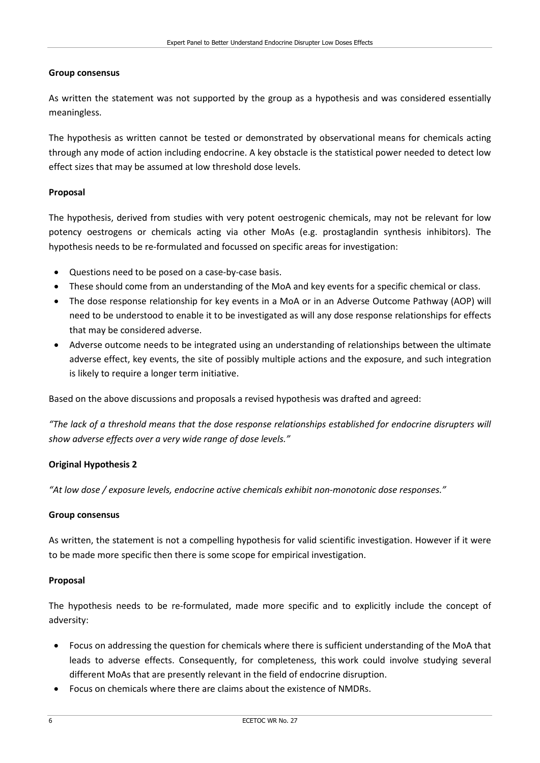**Group consensus**

As written the statement was not supported by the group as a hypothesis and was considered essentially meaningless.

The hypothesis as written cannot be tested or demonstrated by observational means for chemicals acting through any mode of action including endocrine. A key obstacle is the statistical power needed to detect low effect sizes that may be assumed at low threshold dose levels.

**Proposal**

The hypothesis, derived from studies with very potent oestrogenic chemicals, may not be relevant for low potency oestrogens or chemicals acting via other MoAs (e.g. prostaglandin synthesis inhibitors). The hypothesis needs to be re-formulated and focussed on specific areas for investigation:

- Questions need to be posed on a case-by-case basis.
- These should come from an understanding of the MoA and key events for a specific chemical or class.
- The dose response relationship for key events in a MoA or in an Adverse Outcome Pathway (AOP) will need to be understood to enable it to be investigated as will any dose response relationships for effects that may be considered adverse.
- Adverse outcome needs to be integrated using an understanding of relationships between the ultimate adverse effect, key events, the site of possibly multiple actions and the exposure, and such integration is likely to require a longer term initiative.

Based on the above discussions and proposals a revised hypothesis was drafted and agreed:

*"The lack of a threshold means that the dose response relationships established for endocrine disrupters will show adverse effects over a very wide range of dose levels."*

**Original Hypothesis 2**

*"At low dose / exposure levels, endocrine active chemicals exhibit non-monotonic dose responses."*

**Group consensus**

As written, the statement is not a compelling hypothesis for valid scientific investigation. However if it were to be made more specific then there is some scope for empirical investigation.

**Proposal**

The hypothesis needs to be re-formulated, made more specific and to explicitly include the concept of adversity:

- Focus on addressing the question for chemicals where there is sufficient understanding of the MoA that leads to adverse effects. Consequently, for completeness, this work could involve studying several different MoAs that are presently relevant in the field of endocrine disruption.
- Focus on chemicals where there are claims about the existence of NMDRs.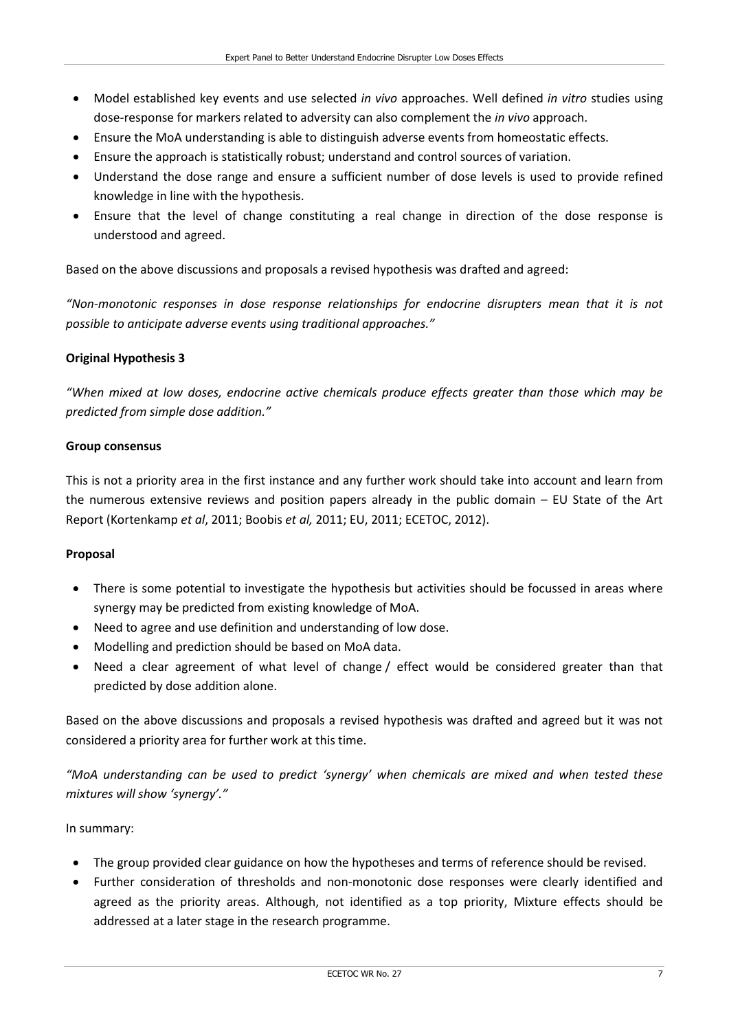- Model established key events and use selected *in vivo* approaches. Well defined *in vitro* studies using dose-response for markers related to adversity can also complement the *in vivo* approach.
- Ensure the MoA understanding is able to distinguish adverse events from homeostatic effects.
- Ensure the approach is statistically robust; understand and control sources of variation.
- Understand the dose range and ensure a sufficient number of dose levels is used to provide refined knowledge in line with the hypothesis.
- Ensure that the level of change constituting a real change in direction of the dose response is understood and agreed.

Based on the above discussions and proposals a revised hypothesis was drafted and agreed:

*"Non-monotonic responses in dose response relationships for endocrine disrupters mean that it is not possible to anticipate adverse events using traditional approaches."*

**Original Hypothesis 3**

*"When mixed at low doses, endocrine active chemicals produce effects greater than those which may be predicted from simple dose addition."*

**Group consensus**

This is not a priority area in the first instance and any further work should take into account and learn from the numerous extensive reviews and position papers already in the public domain – EU State of the Art Report (Kortenkamp *et al*, 2011; Boobis *et al,* 2011; EU, 2011; ECETOC, 2012).

**Proposal**

- There is some potential to investigate the hypothesis but activities should be focussed in areas where synergy may be predicted from existing knowledge of MoA.
- Need to agree and use definition and understanding of low dose.
- Modelling and prediction should be based on MoA data.
- Need a clear agreement of what level of change / effect would be considered greater than that predicted by dose addition alone.

Based on the above discussions and proposals a revised hypothesis was drafted and agreed but it was not considered a priority area for further work at this time.

*"MoA understanding can be used to predict 'synergy' when chemicals are mixed and when tested these mixtures will show 'synergy'."*

In summary:

- The group provided clear guidance on how the hypotheses and terms of reference should be revised.
- Further consideration of thresholds and non-monotonic dose responses were clearly identified and agreed as the priority areas. Although, not identified as a top priority, Mixture effects should be addressed at a later stage in the research programme.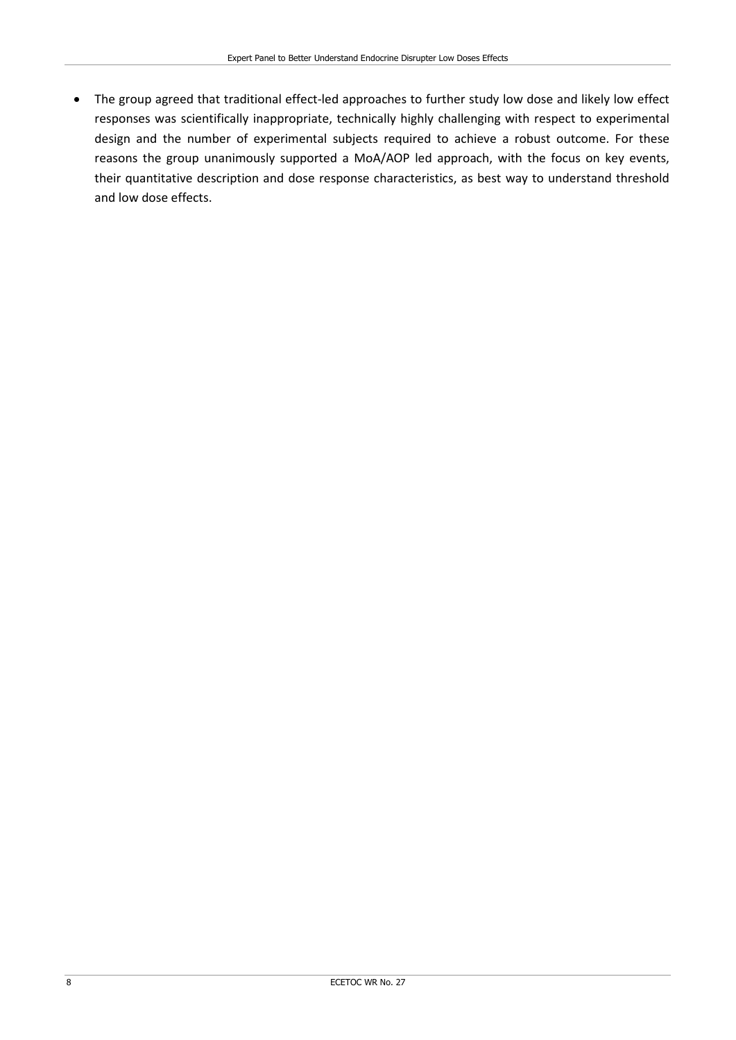- The group agreed that traditional effect-led approaches to further study low dose and likely low effect responses was scientifically inappropriate, technically highly challenging with respect to experimental design and the number of experimental subjects required to achieve a robust outcome. For these reasons the group unanimously supported a MoA/AOP led approach, with the focus on key events, their quantitative description and dose response characteristics, as best way to understand threshold and low dose effects.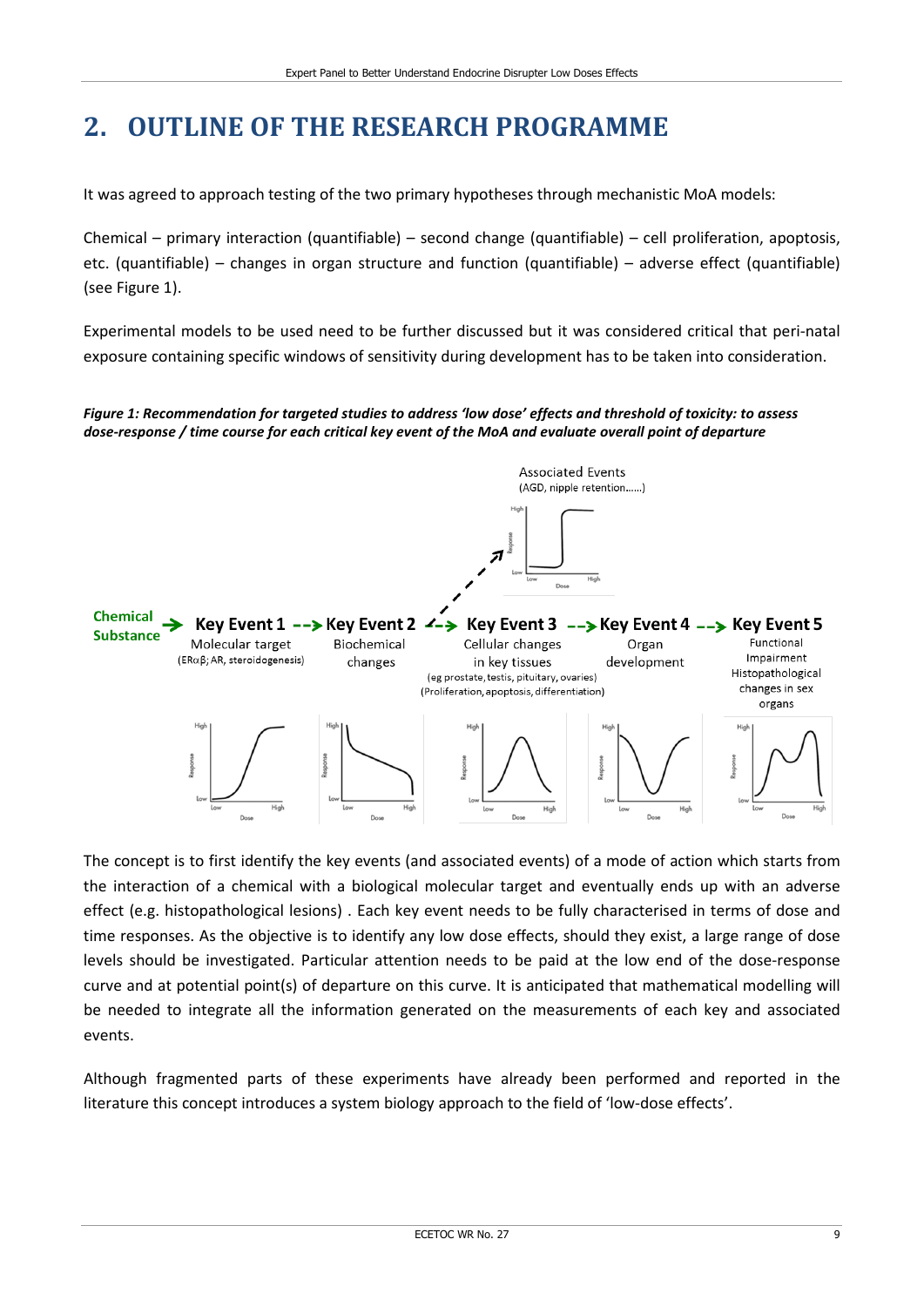# 2. OUTLINE OF THE RESEARCH PROGRAMME

It was agreed to approach testing of the two primary hypotheses through mechanistic MoA models:

Chemical – primary interaction (quantifiable) – second change (quantifiable) – cell proliferation, apoptosis, etc. (quantifiable) – changes in organ structure and function (quantifiable) – adverse effect (quantifiable) (see Figure 1).

Experimental models to be used need to be further discussed but it was considered critical that peri-natal exposure containing specific windows of sensitivity during development has to be taken into consideration.

***Figure 1: Recommendation for targeted studies to address 'low dose' effects and threshold of toxicity: to assess dose-response / time course for each critical key event of the MoA and evaluate overall point of departure***

Associated Events (AGD, nipple retention......)

Chemical Substance → Key Event 1 Molecular target (ERαβ; AR, steroidogenesis) --> Key Event 2 Biochemical changes --> Key Event 3 Cellular changes in key tissues (eg prostate, testis, pituitary, ovaries) (Proliferation, apoptosis, differentiation) --> Key Event 4 Organ development --> Key Event 5 Functional Impairment Histopathological changes in sex organs

The concept is to first identify the key events (and associated events) of a mode of action which starts from the interaction of a chemical with a biological molecular target and eventually ends up with an adverse effect (e.g. histopathological lesions) . Each key event needs to be fully characterised in terms of dose and time responses. As the objective is to identify any low dose effects, should they exist, a large range of dose levels should be investigated. Particular attention needs to be paid at the low end of the dose-response curve and at potential point(s) of departure on this curve. It is anticipated that mathematical modelling will be needed to integrate all the information generated on the measurements of each key and associated events.

Although fragmented parts of these experiments have already been performed and reported in the literature this concept introduces a system biology approach to the field of 'low-dose effects'.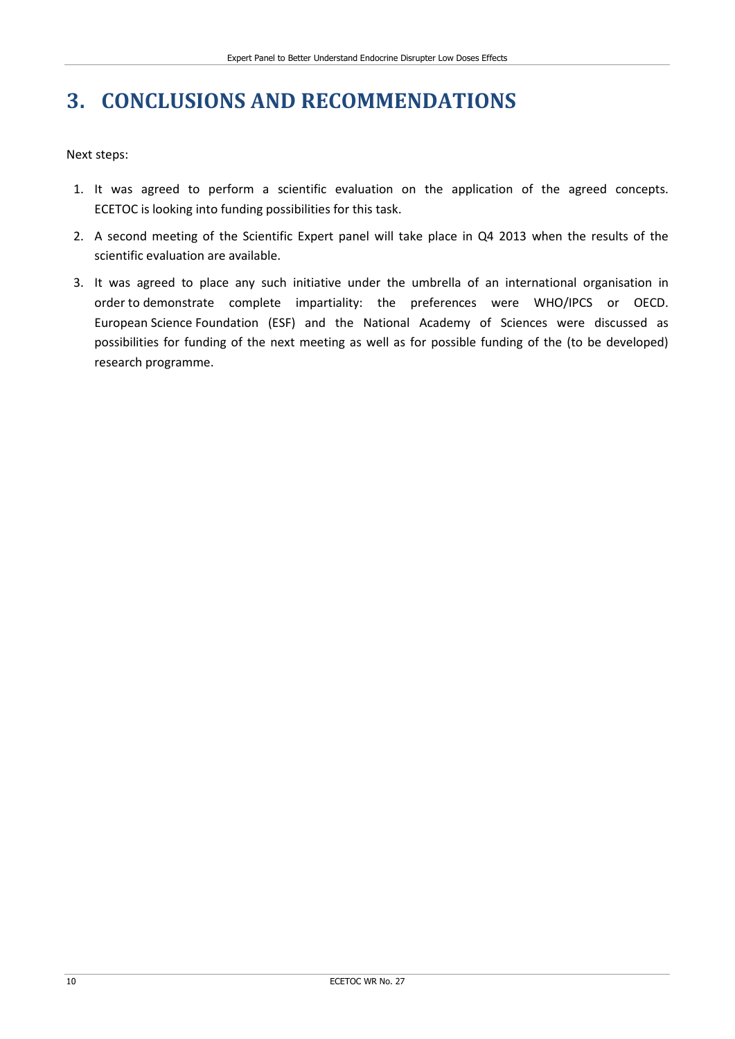# 3. CONCLUSIONS AND RECOMMENDATIONS

Next steps:

1. It was agreed to perform a scientific evaluation on the application of the agreed concepts. ECETOC is looking into funding possibilities for this task.
2. A second meeting of the Scientific Expert panel will take place in Q4 2013 when the results of the scientific evaluation are available.
3. It was agreed to place any such initiative under the umbrella of an international organisation in order to demonstrate complete impartiality: the preferences were WHO/IPCS or OECD. European Science Foundation (ESF) and the National Academy of Sciences were discussed as possibilities for funding of the next meeting as well as for possible funding of the (to be developed) research programme.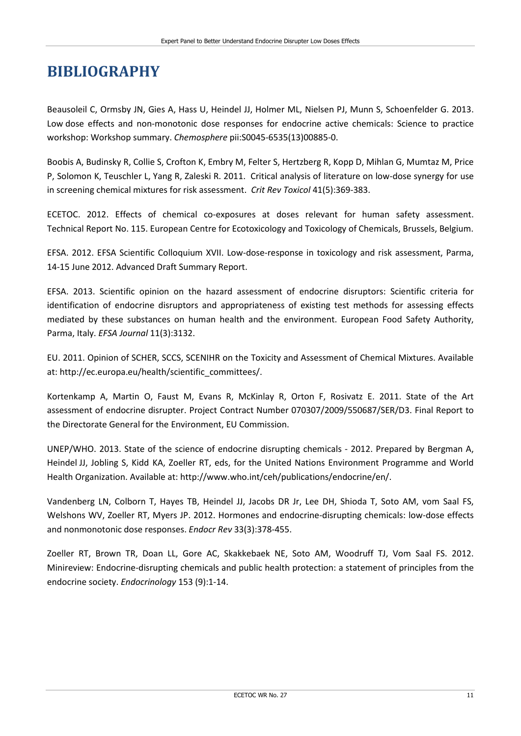# BIBLIOGRAPHY

Beausoleil C, Ormsby JN, Gies A, Hass U, Heindel JJ, Holmer ML, Nielsen PJ, Munn S, Schoenfelder G. 2013. Low dose effects and non-monotonic dose responses for endocrine active chemicals: Science to practice workshop: Workshop summary. *Chemosphere* pii:S0045-6535(13)00885-0.

Boobis A, Budinsky R, Collie S, Crofton K, Embry M, Felter S, Hertzberg R, Kopp D, Mihlan G, Mumtaz M, Price P, Solomon K, Teuschler L, Yang R, Zaleski R. 2011. Critical analysis of literature on low-dose synergy for use in screening chemical mixtures for risk assessment. *Crit Rev Toxicol* 41(5):369-383.

ECETOC. 2012. Effects of chemical co-exposures at doses relevant for human safety assessment. Technical Report No. 115. European Centre for Ecotoxicology and Toxicology of Chemicals, Brussels, Belgium.

EFSA. 2012. EFSA Scientific Colloquium XVII. Low-dose-response in toxicology and risk assessment, Parma, 14-15 June 2012. Advanced Draft Summary Report.

EFSA. 2013. Scientific opinion on the hazard assessment of endocrine disruptors: Scientific criteria for identification of endocrine disruptors and appropriateness of existing test methods for assessing effects mediated by these substances on human health and the environment. European Food Safety Authority, Parma, Italy. *EFSA Journal* 11(3):3132.

EU. 2011. Opinion of SCHER, SCCS, SCENIHR on the Toxicity and Assessment of Chemical Mixtures. Available at: http://ec.europa.eu/health/scientific_committees/.

Kortenkamp A, Martin O, Faust M, Evans R, McKinlay R, Orton F, Rosivatz E. 2011. State of the Art assessment of endocrine disrupter. Project Contract Number 070307/2009/550687/SER/D3. Final Report to the Directorate General for the Environment, EU Commission.

UNEP/WHO. 2013. State of the science of endocrine disrupting chemicals - 2012. Prepared by Bergman A, Heindel JJ, Jobling S, Kidd KA, Zoeller RT, eds, for the United Nations Environment Programme and World Health Organization. Available at: http://www.who.int/ceh/publications/endocrine/en/.

Vandenberg LN, Colborn T, Hayes TB, Heindel JJ, Jacobs DR Jr, Lee DH, Shioda T, Soto AM, vom Saal FS, Welshons WV, Zoeller RT, Myers JP. 2012. Hormones and endocrine-disrupting chemicals: low-dose effects and nonmonotonic dose responses. *Endocr Rev* 33(3):378-455.

Zoeller RT, Brown TR, Doan LL, Gore AC, Skakkebaek NE, Soto AM, Woodruff TJ, Vom Saal FS. 2012. Minireview: Endocrine-disrupting chemicals and public health protection: a statement of principles from the endocrine society. *Endocrinology* 153 (9):1-14.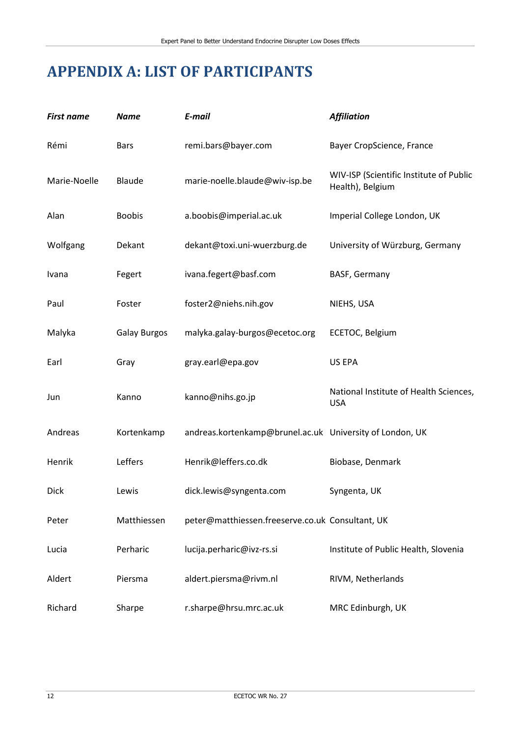# APPENDIX A: LIST OF PARTICIPANTS

| *First name* | *Name* | *E-mail* | *Affiliation* |
|---|---|---|---|
| Rémi | Bars | remi.bars@bayer.com | Bayer CropScience, France |
| Marie-Noelle | Blaude | marie-noelle.blaude@wiv-isp.be | WIV-ISP (Scientific Institute of Public Health), Belgium |
| Alan | Boobis | a.boobis@imperial.ac.uk | Imperial College London, UK |
| Wolfgang | Dekant | dekant@toxi.uni-wuerzburg.de | University of Würzburg, Germany |
| Ivana | Fegert | ivana.fegert@basf.com | BASF, Germany |
| Paul | Foster | foster2@niehs.nih.gov | NIEHS, USA |
| Malyka | Galay Burgos | malyka.galay-burgos@ecetoc.org | ECETOC, Belgium |
| Earl | Gray | gray.earl@epa.gov | US EPA |
| Jun | Kanno | kanno@nihs.go.jp | National Institute of Health Sciences, USA |
| Andreas | Kortenkamp | andreas.kortenkamp@brunel.ac.uk | University of London, UK |
| Henrik | Leffers | Henrik@leffers.co.dk | Biobase, Denmark |
| Dick | Lewis | dick.lewis@syngenta.com | Syngenta, UK |
| Peter | Matthiessen | peter@matthiessen.freeserve.co.uk | Consultant, UK |
| Lucia | Perharic | lucija.perharic@ivz-rs.si | Institute of Public Health, Slovenia |
| Aldert | Piersma | aldert.piersma@rivm.nl | RIVM, Netherlands |
| Richard | Sharpe | r.sharpe@hrsu.mrc.ac.uk | MRC Edinburgh, UK |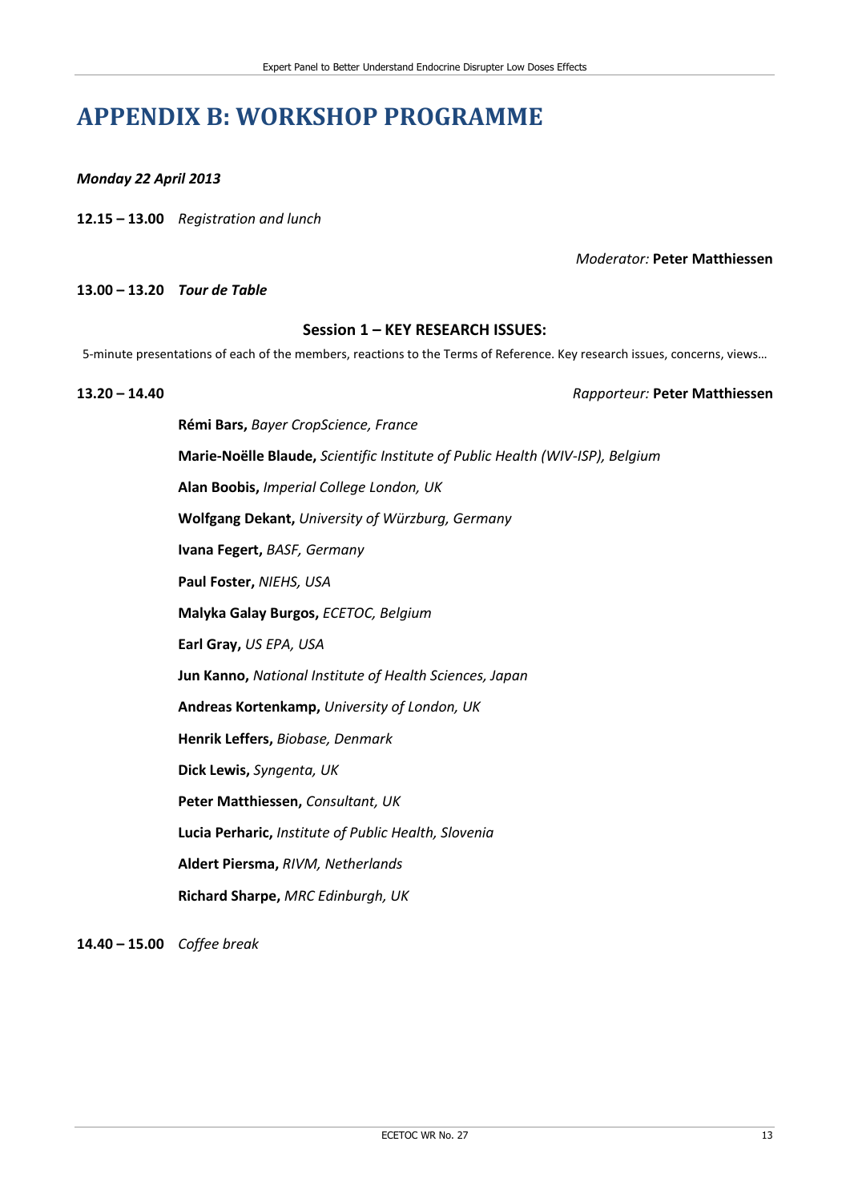# APPENDIX B: WORKSHOP PROGRAMME

***Monday 22 April 2013***

**12.15 – 13.00** *Registration and lunch*

*Moderator:* **Peter Matthiessen**

**13.00 – 13.20** ***Tour de Table***

### Session 1 – KEY RESEARCH ISSUES:

5-minute presentations of each of the members, reactions to the Terms of Reference. Key research issues, concerns, views…

**13.20 – 14.40** *Rapporteur:* **Peter Matthiessen**

**Rémi Bars,** *Bayer CropScience, France*

**Marie-Noëlle Blaude,** *Scientific Institute of Public Health (WIV-ISP), Belgium*

**Alan Boobis,** *Imperial College London, UK*

**Wolfgang Dekant,** *University of Würzburg, Germany*

**Ivana Fegert,** *BASF, Germany*

**Paul Foster,** *NIEHS, USA*

**Malyka Galay Burgos,** *ECETOC, Belgium*

**Earl Gray,** *US EPA, USA*

**Jun Kanno,** *National Institute of Health Sciences, Japan*

**Andreas Kortenkamp,** *University of London, UK*

**Henrik Leffers,** *Biobase, Denmark*

**Dick Lewis,** *Syngenta, UK*

**Peter Matthiessen,** *Consultant, UK*

**Lucia Perharic,** *Institute of Public Health, Slovenia*

**Aldert Piersma,** *RIVM, Netherlands*

**Richard Sharpe,** *MRC Edinburgh, UK*

**14.40 – 15.00** *Coffee break*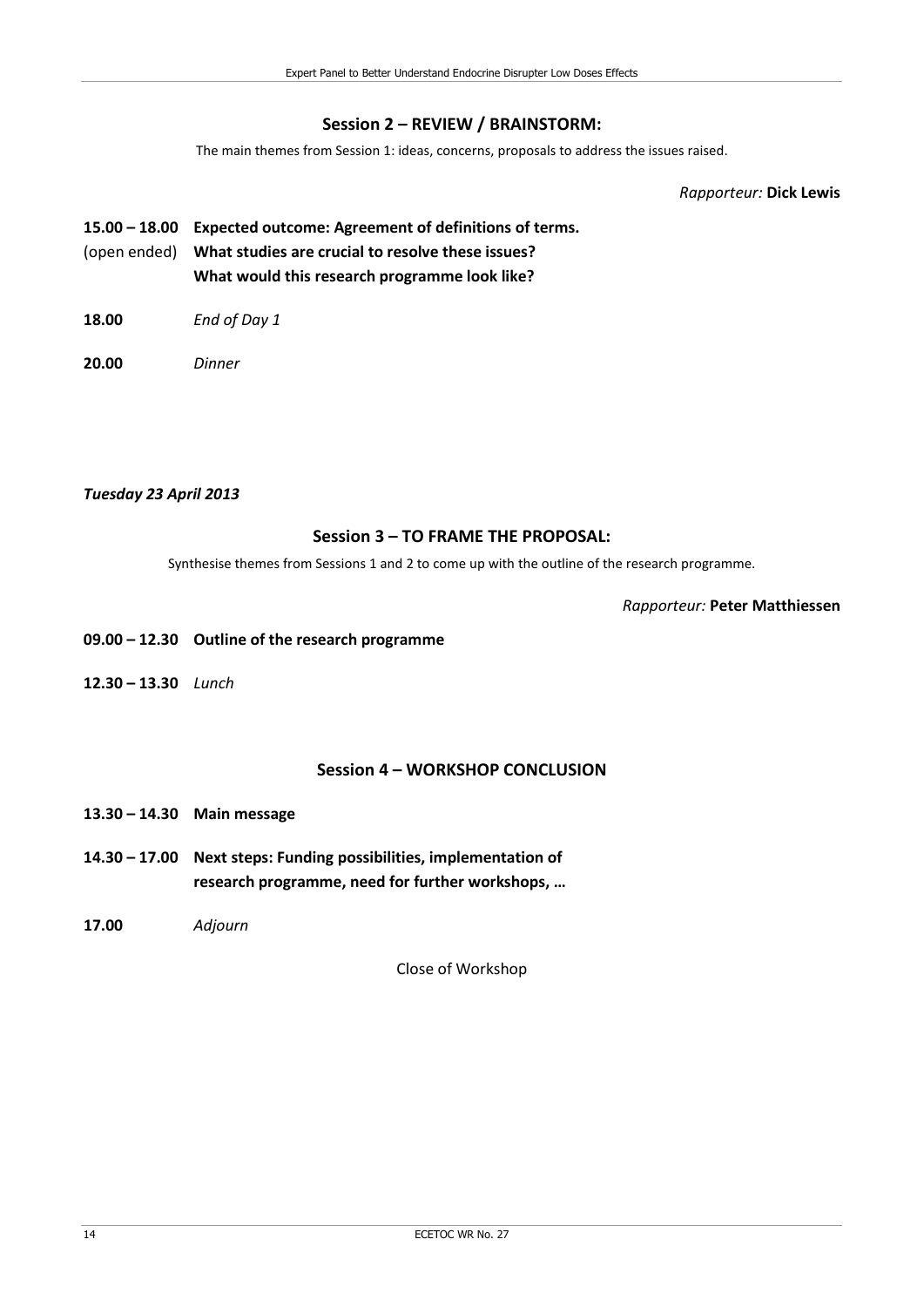### Session 2 – REVIEW / BRAINSTORM:

The main themes from Session 1: ideas, concerns, proposals to address the issues raised.

*Rapporteur:* **Dick Lewis**

**15.00 – 18.00** **Expected outcome: Agreement of definitions of terms.**
(open ended) **What studies are crucial to resolve these issues?**
**What would this research programme look like?**

**18.00** *End of Day 1*

**20.00** *Dinner*

***Tuesday 23 April 2013***

### Session 3 – TO FRAME THE PROPOSAL:

Synthesise themes from Sessions 1 and 2 to come up with the outline of the research programme.

*Rapporteur:* **Peter Matthiessen**

**09.00 – 12.30** **Outline of the research programme**

**12.30 – 13.30** *Lunch*

### Session 4 – WORKSHOP CONCLUSION

**13.30 – 14.30** **Main message**

**14.30 – 17.00** **Next steps: Funding possibilities, implementation of research programme, need for further workshops, …**

**17.00** *Adjourn*

Close of Workshop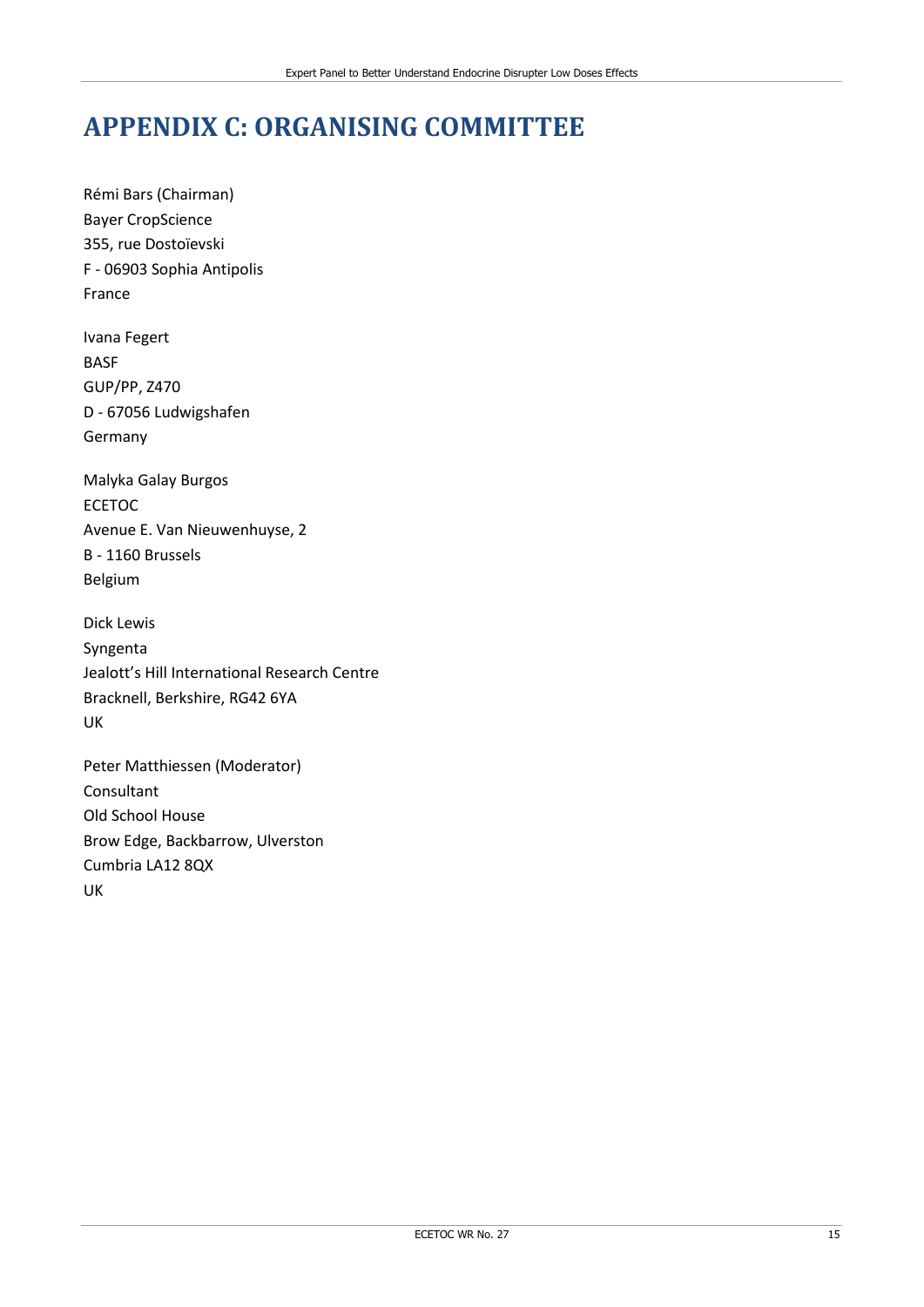# APPENDIX C: ORGANISING COMMITTEE

Rémi Bars (Chairman)
Bayer CropScience
355, rue Dostoïevski
F - 06903 Sophia Antipolis
France

Ivana Fegert
BASF
GUP/PP, Z470
D - 67056 Ludwigshafen
Germany

Malyka Galay Burgos
ECETOC
Avenue E. Van Nieuwenhuyse, 2
B - 1160 Brussels
Belgium

Dick Lewis
Syngenta
Jealott's Hill International Research Centre
Bracknell, Berkshire, RG42 6YA
UK

Peter Matthiessen (Moderator)
Consultant
Old School House
Brow Edge, Backbarrow, Ulverston
Cumbria LA12 8QX
UK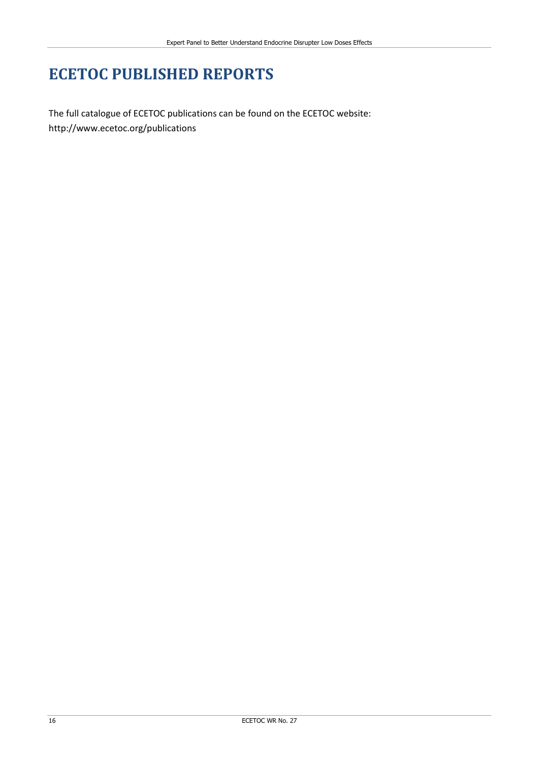# ECETOC PUBLISHED REPORTS

The full catalogue of ECETOC publications can be found on the ECETOC website: http://www.ecetoc.org/publications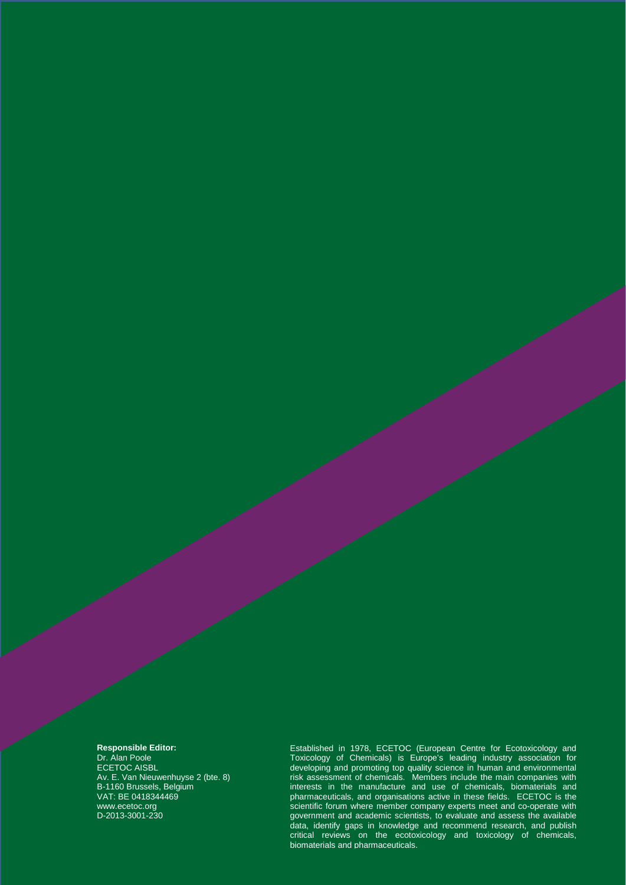**Responsible Editor:**
Dr. Alan Poole
ECETOC AISBL
Av. E. Van Nieuwenhuyse 2 (bte. 8)
B-1160 Brussels, Belgium
VAT: BE 0418344469
www.ecetoc.org
D-2013-3001-230

Established in 1978, ECETOC (European Centre for Ecotoxicology and Toxicology of Chemicals) is Europe's leading industry association for developing and promoting top quality science in human and environmental risk assessment of chemicals. Members include the main companies with interests in the manufacture and use of chemicals, biomaterials and pharmaceuticals, and organisations active in these fields. ECETOC is the scientific forum where member company experts meet and co-operate with government and academic scientists, to evaluate and assess the available data, identify gaps in knowledge and recommend research, and publish critical reviews on the ecotoxicology and toxicology of chemicals, biomaterials and pharmaceuticals.